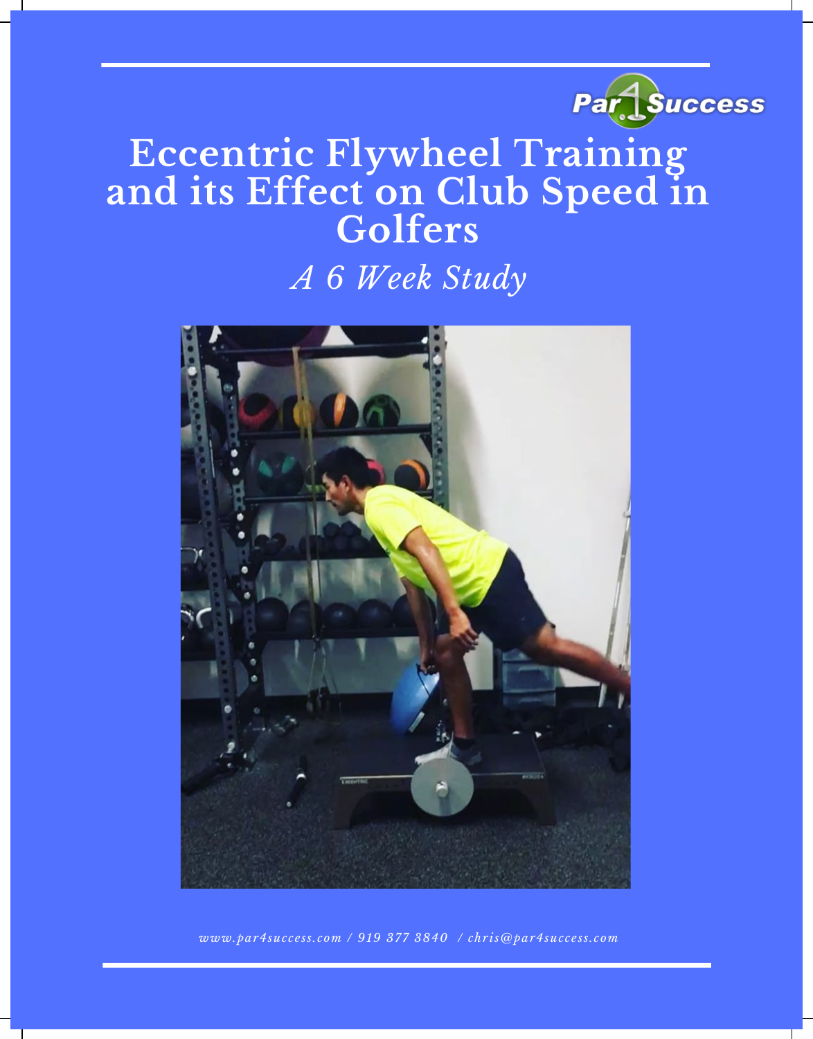Par 4 Success

# Eccentric Flywheel Training and its Effect on Club Speed in Golfers

*A 6 Week Study*

*www.par4success.com / 919 377 3840 / chris@par4success.com*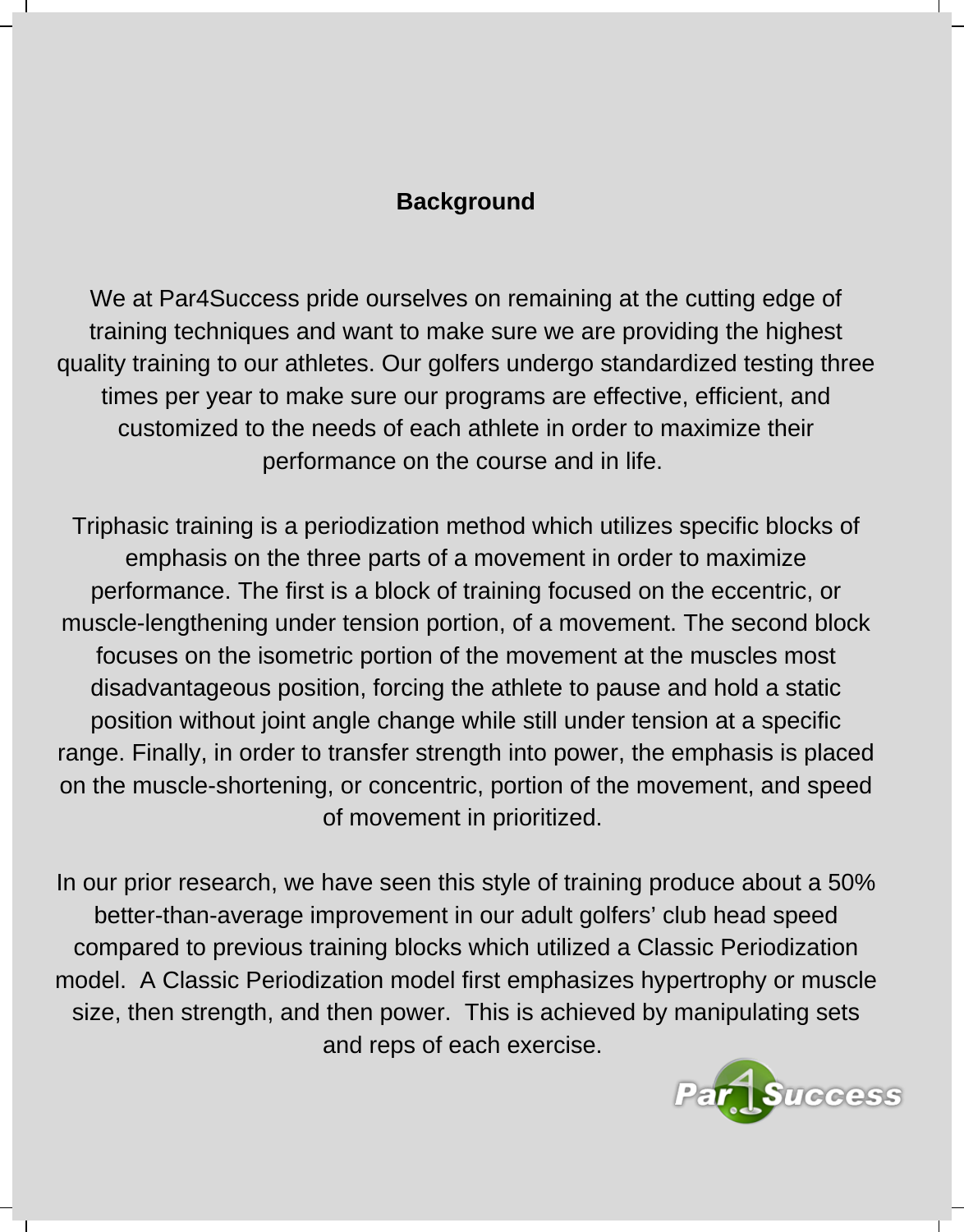## Background

We at Par4Success pride ourselves on remaining at the cutting edge of training techniques and want to make sure we are providing the highest quality training to our athletes. Our golfers undergo standardized testing three times per year to make sure our programs are effective, efficient, and customized to the needs of each athlete in order to maximize their performance on the course and in life.

Triphasic training is a periodization method which utilizes specific blocks of emphasis on the three parts of a movement in order to maximize performance. The first is a block of training focused on the eccentric, or muscle-lengthening under tension portion, of a movement. The second block focuses on the isometric portion of the movement at the muscles most disadvantageous position, forcing the athlete to pause and hold a static position without joint angle change while still under tension at a specific range. Finally, in order to transfer strength into power, the emphasis is placed on the muscle-shortening, or concentric, portion of the movement, and speed of movement in prioritized.

In our prior research, we have seen this style of training produce about a 50% better-than-average improvement in our adult golfers' club head speed compared to previous training blocks which utilized a Classic Periodization model. A Classic Periodization model first emphasizes hypertrophy or muscle size, then strength, and then power. This is achieved by manipulating sets and reps of each exercise.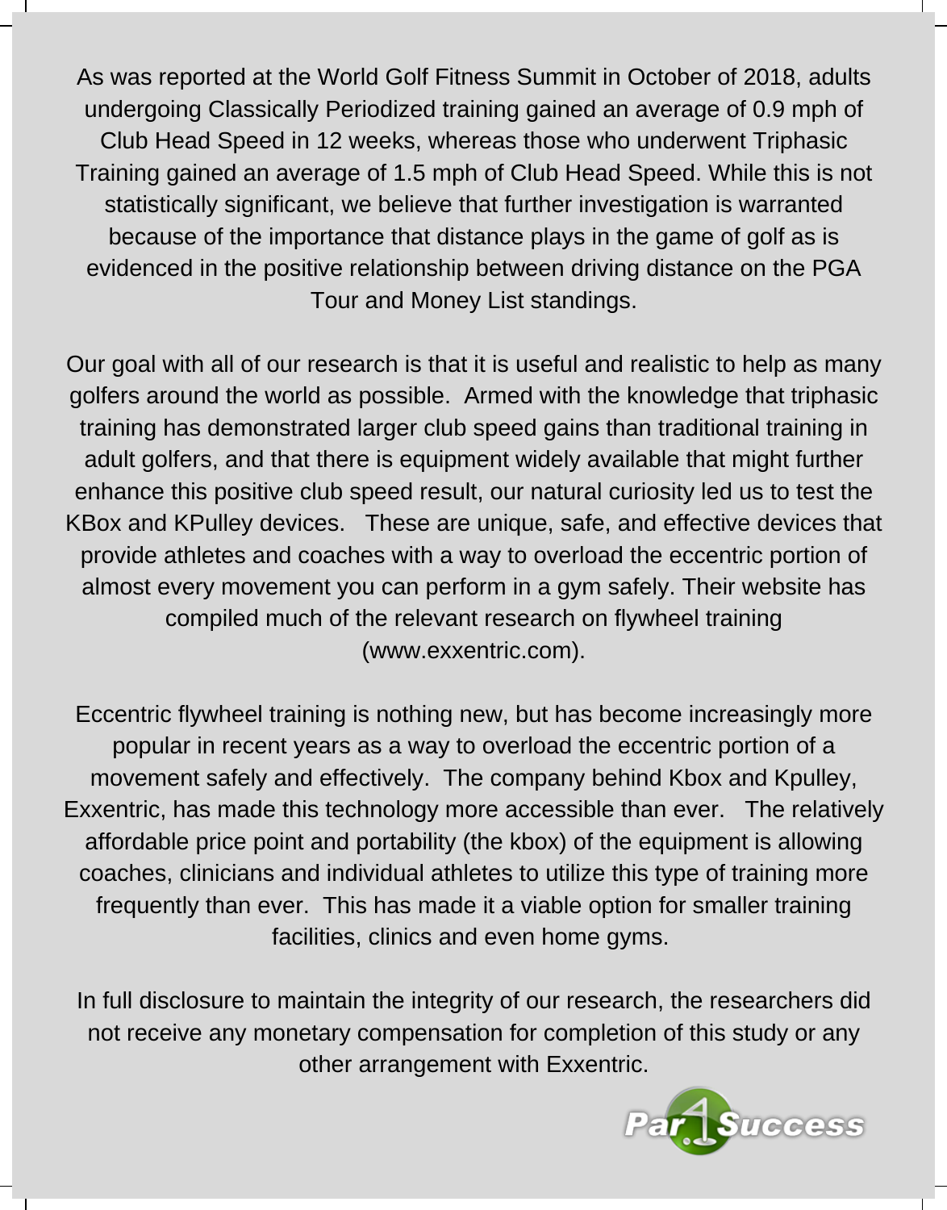As was reported at the World Golf Fitness Summit in October of 2018, adults undergoing Classically Periodized training gained an average of 0.9 mph of Club Head Speed in 12 weeks, whereas those who underwent Triphasic Training gained an average of 1.5 mph of Club Head Speed. While this is not statistically significant, we believe that further investigation is warranted because of the importance that distance plays in the game of golf as is evidenced in the positive relationship between driving distance on the PGA Tour and Money List standings.

Our goal with all of our research is that it is useful and realistic to help as many golfers around the world as possible. Armed with the knowledge that triphasic training has demonstrated larger club speed gains than traditional training in adult golfers, and that there is equipment widely available that might further enhance this positive club speed result, our natural curiosity led us to test the KBox and KPulley devices. These are unique, safe, and effective devices that provide athletes and coaches with a way to overload the eccentric portion of almost every movement you can perform in a gym safely. Their website has compiled much of the relevant research on flywheel training (www.exxentric.com).

Eccentric flywheel training is nothing new, but has become increasingly more popular in recent years as a way to overload the eccentric portion of a movement safely and effectively. The company behind Kbox and Kpulley, Exxentric, has made this technology more accessible than ever. The relatively affordable price point and portability (the kbox) of the equipment is allowing coaches, clinicians and individual athletes to utilize this type of training more frequently than ever. This has made it a viable option for smaller training facilities, clinics and even home gyms.

In full disclosure to maintain the integrity of our research, the researchers did not receive any monetary compensation for completion of this study or any other arrangement with Exxentric.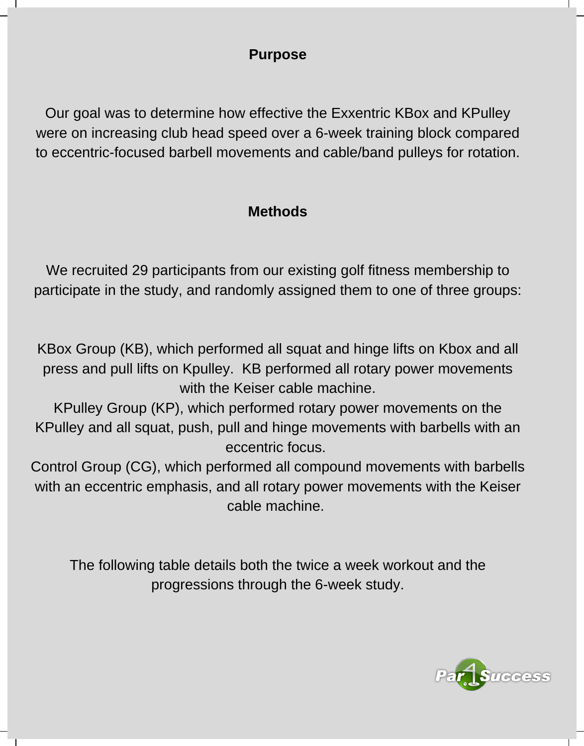## Purpose

Our goal was to determine how effective the Exxentric KBox and KPulley were on increasing club head speed over a 6-week training block compared to eccentric-focused barbell movements and cable/band pulleys for rotation.

## Methods

We recruited 29 participants from our existing golf fitness membership to participate in the study, and randomly assigned them to one of three groups:

KBox Group (KB), which performed all squat and hinge lifts on Kbox and all press and pull lifts on Kpulley. KB performed all rotary power movements with the Keiser cable machine.

KPulley Group (KP), which performed rotary power movements on the KPulley and all squat, push, pull and hinge movements with barbells with an eccentric focus.

Control Group (CG), which performed all compound movements with barbells with an eccentric emphasis, and all rotary power movements with the Keiser cable machine.

The following table details both the twice a week workout and the progressions through the 6-week study.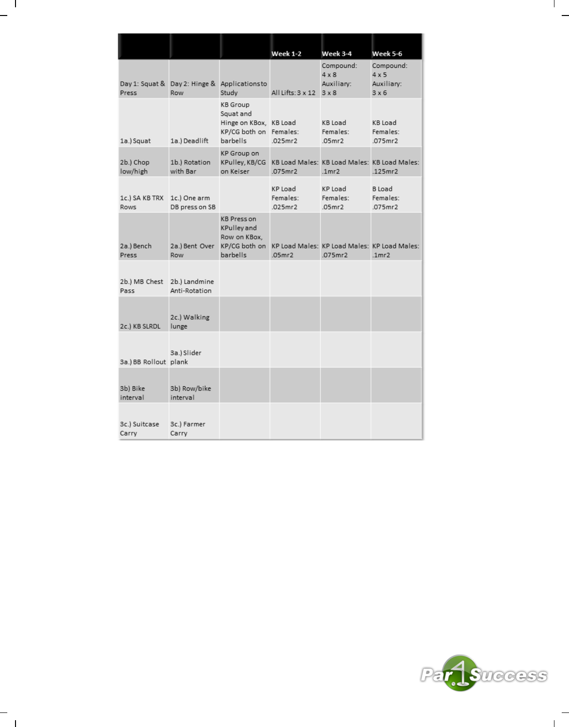| | | | Week 1-2 | Week 3-4 | Week 5-6 |
|---|---|---|---|---|---|
| Day 1: Squat & Press | Day 2: Hinge & Row | Applications to Study | All Lifts: 3 x 12 | Compound: 4 x 8 Auxiliary: 3 x 8 | Compound: 4 x 5 Auxiliary: 3 x 6 |
| 1a.) Squat | 1a.) Deadlift | KB Group Squat and Hinge on KBox, KP/CG both on barbells | KB Load Females: .025mr2 | KB Load Females: .05mr2 | KB Load Females: .075mr2 |
| 2b.) Chop low/high | 1b.) Rotation with Bar | KP Group on KPulley, KB/CG on Keiser | KB Load Males: .075mr2 | KB Load Males: .1mr2 | KB Load Males: .125mr2 |
| 1c.) SA KB TRX Rows | 1c.) One arm DB press on SB | | KP Load Females: .025mr2 | KP Load Females: .05mr2 | B Load Females: .075mr2 |
| 2a.) Bench Press | 2a.) Bent Over Row | KB Press on KPulley and Row on KBox, KP/CG both on barbells | KP Load Males: .05mr2 | KP Load Males: .075mr2 | KP Load Males: .1mr2 |
| 2b.) MB Chest Pass | 2b.) Landmine Anti-Rotation | | | | |
| 2c.) KB SLRDL | 2c.) Walking lunge | | | | |
| 3a.) BB Rollout | 3a.) Slider plank | | | | |
| 3b) Bike interval | 3b) Row/bike interval | | | | |
| 3c.) Suitcase Carry | 3c.) Farmer Carry | | | | |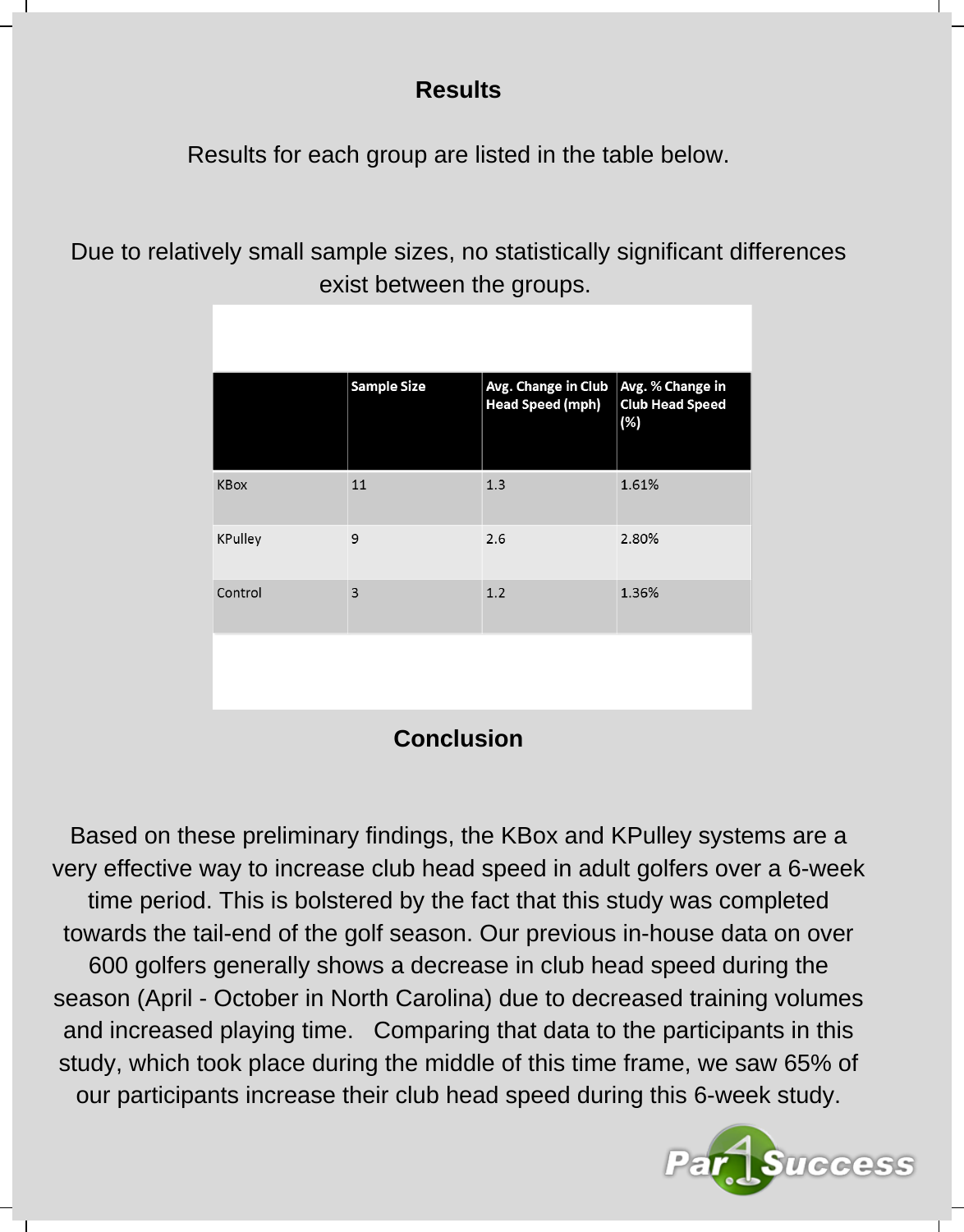## Results

Results for each group are listed in the table below.

Due to relatively small sample sizes, no statistically significant differences exist between the groups.

| | Sample Size | Avg. Change in Club Head Speed (mph) | Avg. % Change in Club Head Speed (%) |
|---|---|---|---|
| KBox | 11 | 1.3 | 1.61% |
| KPulley | 9 | 2.6 | 2.80% |
| Control | 3 | 1.2 | 1.36% |

## Conclusion

Based on these preliminary findings, the KBox and KPulley systems are a very effective way to increase club head speed in adult golfers over a 6-week time period. This is bolstered by the fact that this study was completed towards the tail-end of the golf season. Our previous in-house data on over 600 golfers generally shows a decrease in club head speed during the season (April - October in North Carolina) due to decreased training volumes and increased playing time. Comparing that data to the participants in this study, which took place during the middle of this time frame, we saw 65% of our participants increase their club head speed during this 6-week study.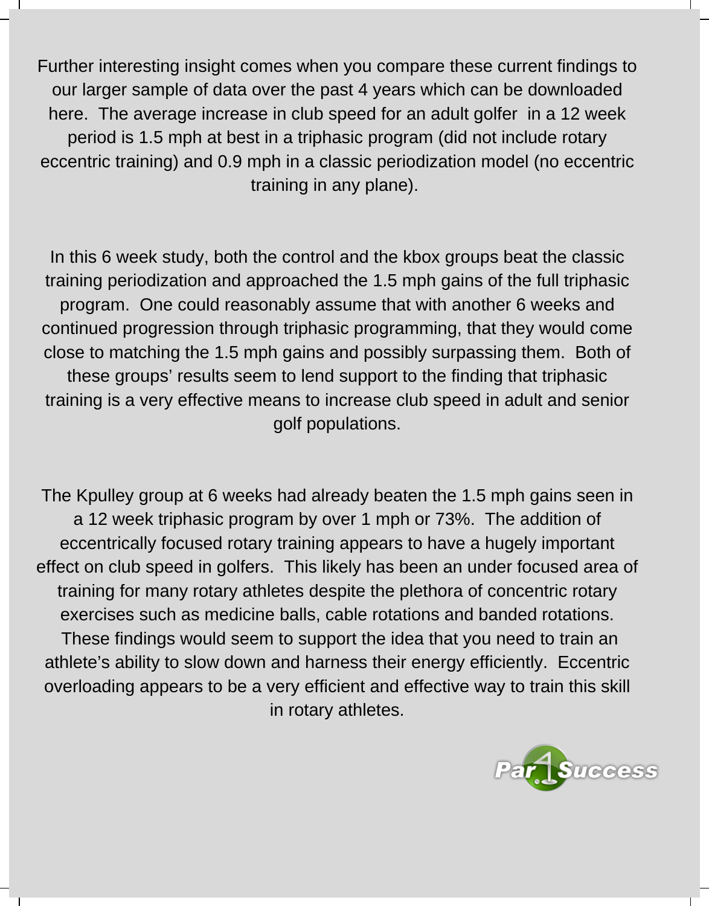Further interesting insight comes when you compare these current findings to our larger sample of data over the past 4 years which can be downloaded here. The average increase in club speed for an adult golfer in a 12 week period is 1.5 mph at best in a triphasic program (did not include rotary eccentric training) and 0.9 mph in a classic periodization model (no eccentric training in any plane).

In this 6 week study, both the control and the kbox groups beat the classic training periodization and approached the 1.5 mph gains of the full triphasic program. One could reasonably assume that with another 6 weeks and continued progression through triphasic programming, that they would come close to matching the 1.5 mph gains and possibly surpassing them. Both of these groups' results seem to lend support to the finding that triphasic training is a very effective means to increase club speed in adult and senior golf populations.

The Kpulley group at 6 weeks had already beaten the 1.5 mph gains seen in a 12 week triphasic program by over 1 mph or 73%. The addition of eccentrically focused rotary training appears to have a hugely important effect on club speed in golfers. This likely has been an under focused area of training for many rotary athletes despite the plethora of concentric rotary exercises such as medicine balls, cable rotations and banded rotations. These findings would seem to support the idea that you need to train an athlete's ability to slow down and harness their energy efficiently. Eccentric overloading appears to be a very efficient and effective way to train this skill in rotary athletes.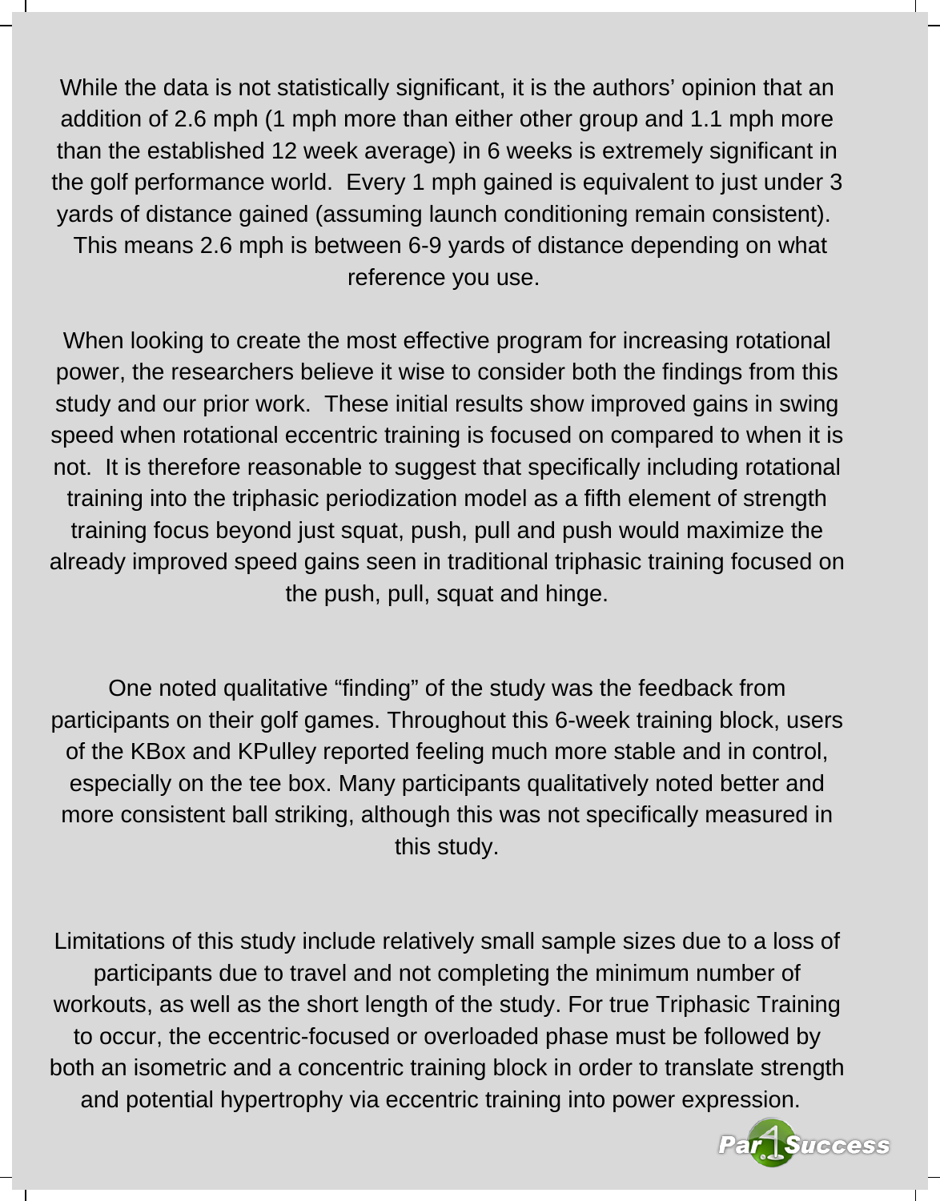While the data is not statistically significant, it is the authors' opinion that an addition of 2.6 mph (1 mph more than either other group and 1.1 mph more than the established 12 week average) in 6 weeks is extremely significant in the golf performance world. Every 1 mph gained is equivalent to just under 3 yards of distance gained (assuming launch conditioning remain consistent). This means 2.6 mph is between 6-9 yards of distance depending on what reference you use.

When looking to create the most effective program for increasing rotational power, the researchers believe it wise to consider both the findings from this study and our prior work. These initial results show improved gains in swing speed when rotational eccentric training is focused on compared to when it is not. It is therefore reasonable to suggest that specifically including rotational training into the triphasic periodization model as a fifth element of strength training focus beyond just squat, push, pull and push would maximize the already improved speed gains seen in traditional triphasic training focused on the push, pull, squat and hinge.

One noted qualitative "finding" of the study was the feedback from participants on their golf games. Throughout this 6-week training block, users of the KBox and KPulley reported feeling much more stable and in control, especially on the tee box. Many participants qualitatively noted better and more consistent ball striking, although this was not specifically measured in this study.

Limitations of this study include relatively small sample sizes due to a loss of participants due to travel and not completing the minimum number of workouts, as well as the short length of the study. For true Triphasic Training to occur, the eccentric-focused or overloaded phase must be followed by both an isometric and a concentric training block in order to translate strength and potential hypertrophy via eccentric training into power expression.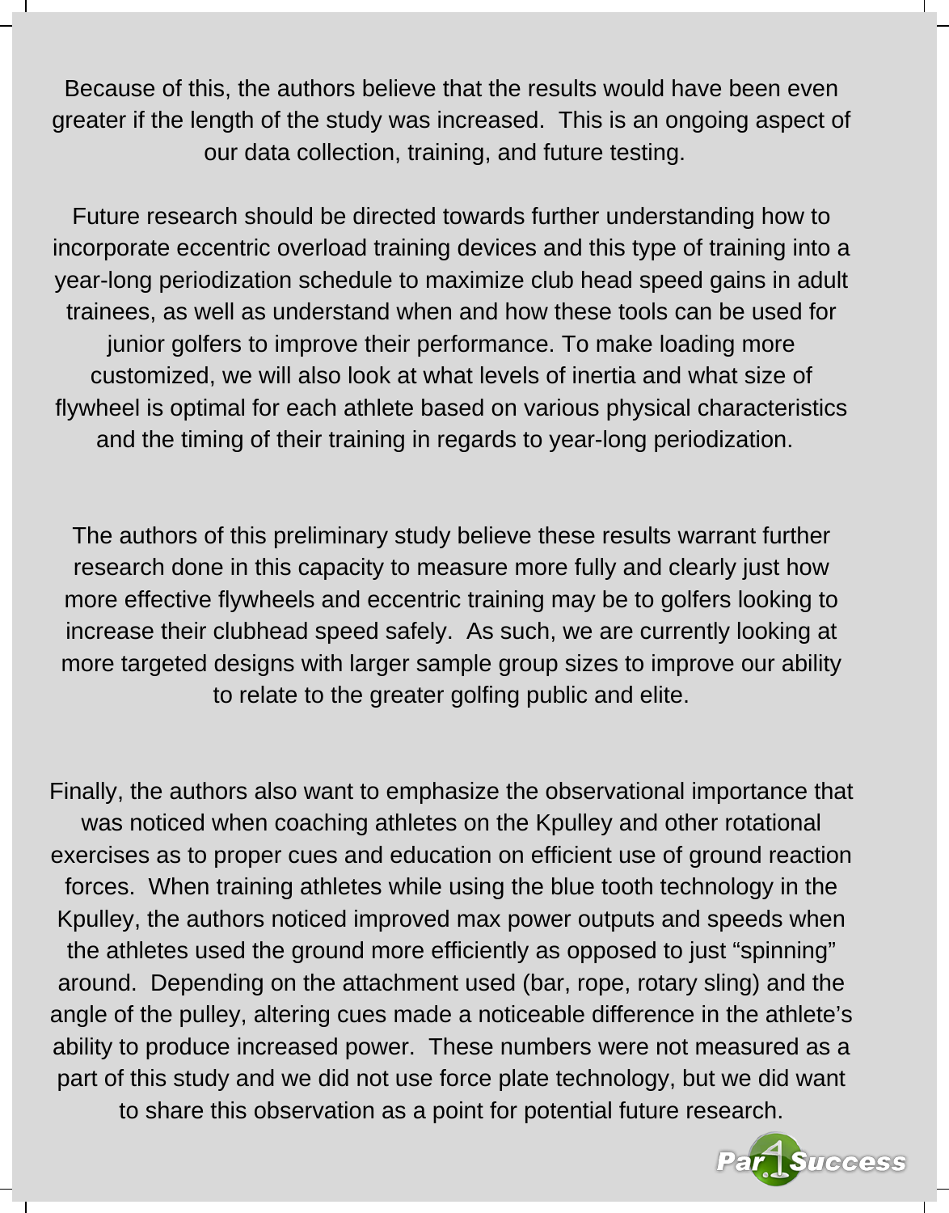Because of this, the authors believe that the results would have been even greater if the length of the study was increased. This is an ongoing aspect of our data collection, training, and future testing.

Future research should be directed towards further understanding how to incorporate eccentric overload training devices and this type of training into a year-long periodization schedule to maximize club head speed gains in adult trainees, as well as understand when and how these tools can be used for junior golfers to improve their performance. To make loading more customized, we will also look at what levels of inertia and what size of flywheel is optimal for each athlete based on various physical characteristics and the timing of their training in regards to year-long periodization.

The authors of this preliminary study believe these results warrant further research done in this capacity to measure more fully and clearly just how more effective flywheels and eccentric training may be to golfers looking to increase their clubhead speed safely. As such, we are currently looking at more targeted designs with larger sample group sizes to improve our ability to relate to the greater golfing public and elite.

Finally, the authors also want to emphasize the observational importance that was noticed when coaching athletes on the Kpulley and other rotational exercises as to proper cues and education on efficient use of ground reaction forces. When training athletes while using the blue tooth technology in the Kpulley, the authors noticed improved max power outputs and speeds when the athletes used the ground more efficiently as opposed to just "spinning" around. Depending on the attachment used (bar, rope, rotary sling) and the angle of the pulley, altering cues made a noticeable difference in the athlete's ability to produce increased power. These numbers were not measured as a part of this study and we did not use force plate technology, but we did want to share this observation as a point for potential future research.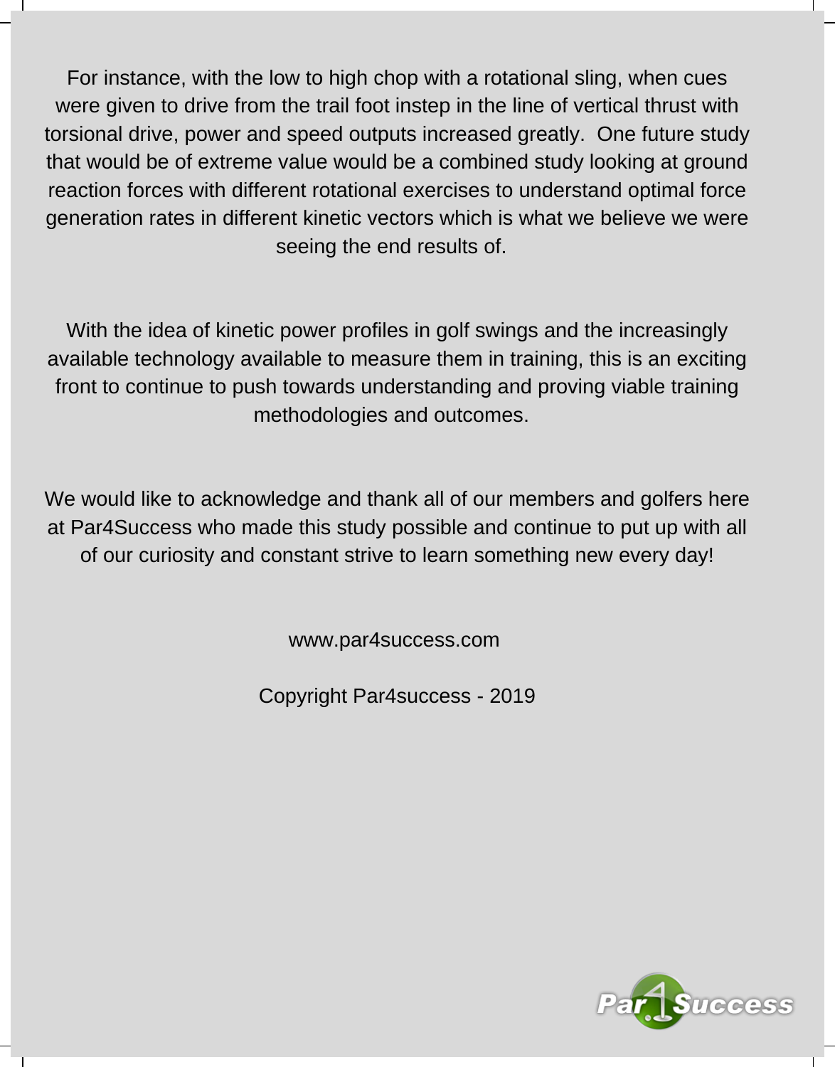For instance, with the low to high chop with a rotational sling, when cues were given to drive from the trail foot instep in the line of vertical thrust with torsional drive, power and speed outputs increased greatly.  One future study that would be of extreme value would be a combined study looking at ground reaction forces with different rotational exercises to understand optimal force generation rates in different kinetic vectors which is what we believe we were seeing the end results of.

With the idea of kinetic power profiles in golf swings and the increasingly available technology available to measure them in training, this is an exciting front to continue to push towards understanding and proving viable training methodologies and outcomes.

We would like to acknowledge and thank all of our members and golfers here at Par4Success who made this study possible and continue to put up with all of our curiosity and constant strive to learn something new every day!

www.par4success.com

Copyright Par4success - 2019

Par4Success